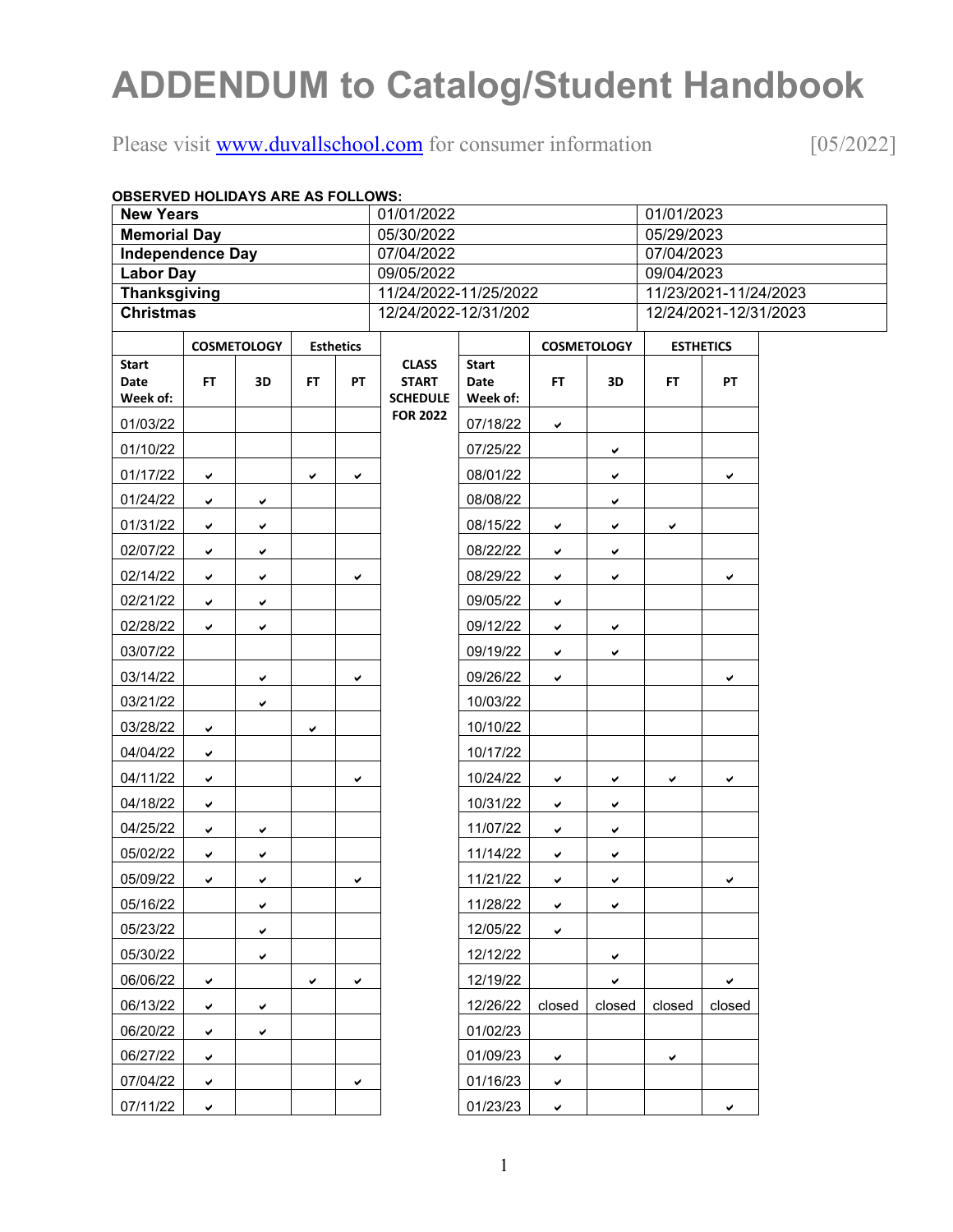# ADDENDUM to Catalog/Student Handbook

Please visit www.duvallschool.com for consumer information [05/2022]

**OBSERVED HOLIDAYS ARE AS FOLLOWS:**

| | | |
|---|---|---|
| **New Years** | 01/01/2022 | 01/01/2023 |
| **Memorial Day** | 05/30/2022 | 05/29/2023 |
| **Independence Day** | 07/04/2022 | 07/04/2023 |
| **Labor Day** | 09/05/2022 | 09/04/2023 |
| **Thanksgiving** | 11/24/2022-11/25/2022 | 11/23/2021-11/24/2023 |
| **Christmas** | 12/24/2022-12/31/202 | 12/24/2021-12/31/2023 |

**CLASS START SCHEDULE FOR 2022**

| | COSMETOLOGY | | Esthetics | |
|---|---|---|---|---|
| **Start Date Week of:** | **FT** | **3D** | **FT** | **PT** |
| 01/03/22 | | | | |
| 01/10/22 | | | | |
| 01/17/22 | ✔ | | ✔ | ✔ |
| 01/24/22 | ✔ | ✔ | | |
| 01/31/22 | ✔ | ✔ | | |
| 02/07/22 | ✔ | ✔ | | |
| 02/14/22 | ✔ | ✔ | | ✔ |
| 02/21/22 | ✔ | ✔ | | |
| 02/28/22 | ✔ | ✔ | | |
| 03/07/22 | | | | |
| 03/14/22 | | ✔ | | ✔ |
| 03/21/22 | | ✔ | | |
| 03/28/22 | ✔ | | ✔ | |
| 04/04/22 | ✔ | | | |
| 04/11/22 | ✔ | | | ✔ |
| 04/18/22 | ✔ | | | |
| 04/25/22 | ✔ | ✔ | | |
| 05/02/22 | ✔ | ✔ | | |
| 05/09/22 | ✔ | ✔ | | ✔ |
| 05/16/22 | | ✔ | | |
| 05/23/22 | | ✔ | | |
| 05/30/22 | | ✔ | | |
| 06/06/22 | ✔ | | ✔ | ✔ |
| 06/13/22 | ✔ | ✔ | | |
| 06/20/22 | ✔ | ✔ | | |
| 06/27/22 | ✔ | | | |
| 07/04/22 | ✔ | | | ✔ |
| 07/11/22 | ✔ | | | |

| | COSMETOLOGY | | ESTHETICS | |
|---|---|---|---|---|
| **Start Date Week of:** | **FT** | **3D** | **FT** | **PT** |
| 07/18/22 | ✔ | | | |
| 07/25/22 | | ✔ | | |
| 08/01/22 | | ✔ | | ✔ |
| 08/08/22 | | ✔ | | |
| 08/15/22 | ✔ | ✔ | ✔ | |
| 08/22/22 | ✔ | ✔ | | |
| 08/29/22 | ✔ | ✔ | | ✔ |
| 09/05/22 | ✔ | | | |
| 09/12/22 | ✔ | ✔ | | |
| 09/19/22 | ✔ | ✔ | | |
| 09/26/22 | ✔ | | | ✔ |
| 10/03/22 | | | | |
| 10/10/22 | | | | |
| 10/17/22 | | | | |
| 10/24/22 | ✔ | ✔ | ✔ | ✔ |
| 10/31/22 | ✔ | ✔ | | |
| 11/07/22 | ✔ | ✔ | | |
| 11/14/22 | ✔ | ✔ | | |
| 11/21/22 | ✔ | ✔ | | ✔ |
| 11/28/22 | ✔ | ✔ | | |
| 12/05/22 | ✔ | | | |
| 12/12/22 | | ✔ | | |
| 12/19/22 | | ✔ | | ✔ |
| 12/26/22 | closed | closed | closed | closed |
| 01/02/23 | | | | |
| 01/09/23 | ✔ | | ✔ | |
| 01/16/23 | ✔ | | | |
| 01/23/23 | ✔ | | | ✔ |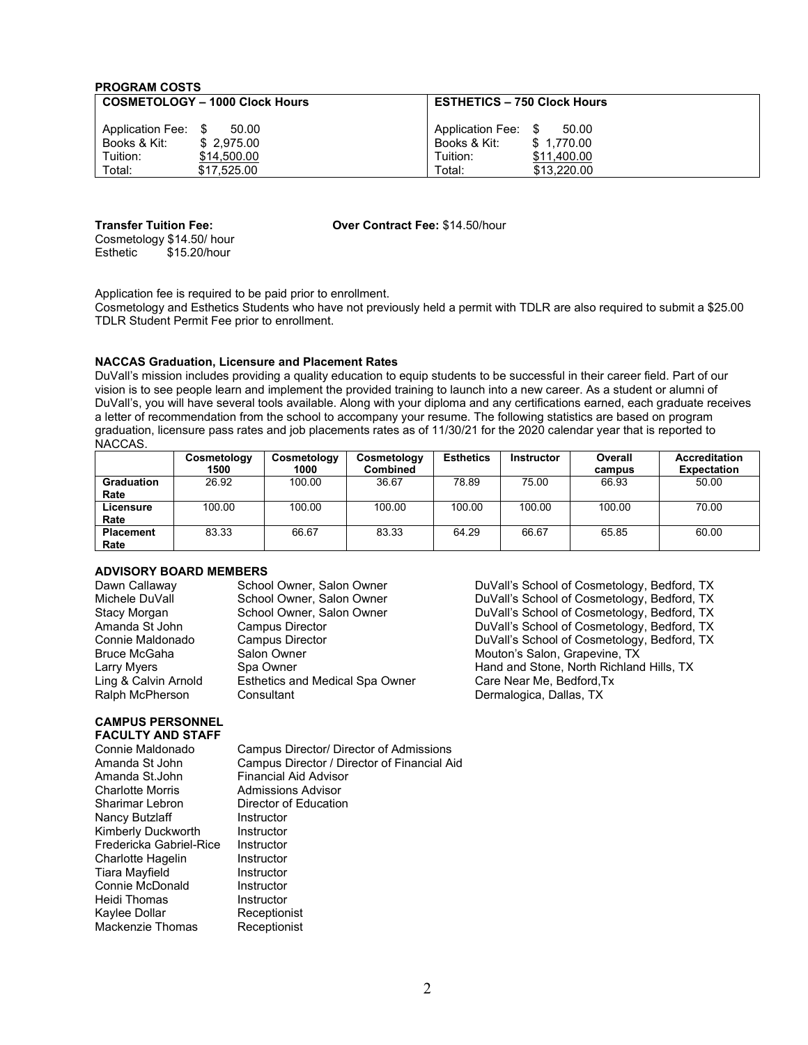## PROGRAM COSTS

| COSMETOLOGY – 1000 Clock Hours | | ESTHETICS – 750 Clock Hours | |
|---|---|---|---|
| Application Fee: | $ 50.00 | Application Fee: | $ 50.00 |
| Books & Kit: | $ 2,975.00 | Books & Kit: | $ 1,770.00 |
| Tuition: | $14,500.00 | Tuition: | $11,400.00 |
| Total: | $17,525.00 | Total: | $13,220.00 |

**Transfer Tuition Fee:**
Cosmetology $14.50/ hour
Esthetic $15.20/hour

**Over Contract Fee:** $14.50/hour

Application fee is required to be paid prior to enrollment.
Cosmetology and Esthetics Students who have not previously held a permit with TDLR are also required to submit a $25.00 TDLR Student Permit Fee prior to enrollment.

### NACCAS Graduation, Licensure and Placement Rates

DuVall's mission includes providing a quality education to equip students to be successful in their career field. Part of our vision is to see people learn and implement the provided training to launch into a new career. As a student or alumni of DuVall's, you will have several tools available. Along with your diploma and any certifications earned, each graduate receives a letter of recommendation from the school to accompany your resume. The following statistics are based on program graduation, licensure pass rates and job placements rates as of 11/30/21 for the 2020 calendar year that is reported to NACCAS.

| | Cosmetology 1500 | Cosmetology 1000 | Cosmetology Combined | Esthetics | Instructor | Overall campus | Accreditation Expectation |
|---|---|---|---|---|---|---|---|
| **Graduation Rate** | 26.92 | 100.00 | 36.67 | 78.89 | 75.00 | 66.93 | 50.00 |
| **Licensure Rate** | 100.00 | 100.00 | 100.00 | 100.00 | 100.00 | 100.00 | 70.00 |
| **Placement Rate** | 83.33 | 66.67 | 83.33 | 64.29 | 66.67 | 65.85 | 60.00 |

### ADVISORY BOARD MEMBERS

| | | |
|---|---|---|
| Dawn Callaway | School Owner, Salon Owner | DuVall's School of Cosmetology, Bedford, TX |
| Michele DuVall | School Owner, Salon Owner | DuVall's School of Cosmetology, Bedford, TX |
| Stacy Morgan | School Owner, Salon Owner | DuVall's School of Cosmetology, Bedford, TX |
| Amanda St John | Campus Director | DuVall's School of Cosmetology, Bedford, TX |
| Connie Maldonado | Campus Director | DuVall's School of Cosmetology, Bedford, TX |
| Bruce McGaha | Salon Owner | Mouton's Salon, Grapevine, TX |
| Larry Myers | Spa Owner | Hand and Stone, North Richland Hills, TX |
| Ling & Calvin Arnold | Esthetics and Medical Spa Owner | Care Near Me, Bedford,Tx |
| Ralph McPherson | Consultant | Dermalogica, Dallas, TX |

### CAMPUS PERSONNEL
### FACULTY AND STAFF

| | |
|---|---|
| Connie Maldonado | Campus Director/ Director of Admissions |
| Amanda St John | Campus Director / Director of Financial Aid |
| Amanda St.John | Financial Aid Advisor |
| Charlotte Morris | Admissions Advisor |
| Sharimar Lebron | Director of Education |
| Nancy Butzlaff | Instructor |
| Kimberly Duckworth | Instructor |
| Fredericka Gabriel-Rice | Instructor |
| Charlotte Hagelin | Instructor |
| Tiara Mayfield | Instructor |
| Connie McDonald | Instructor |
| Heidi Thomas | Instructor |
| Kaylee Dollar | Receptionist |
| Mackenzie Thomas | Receptionist |